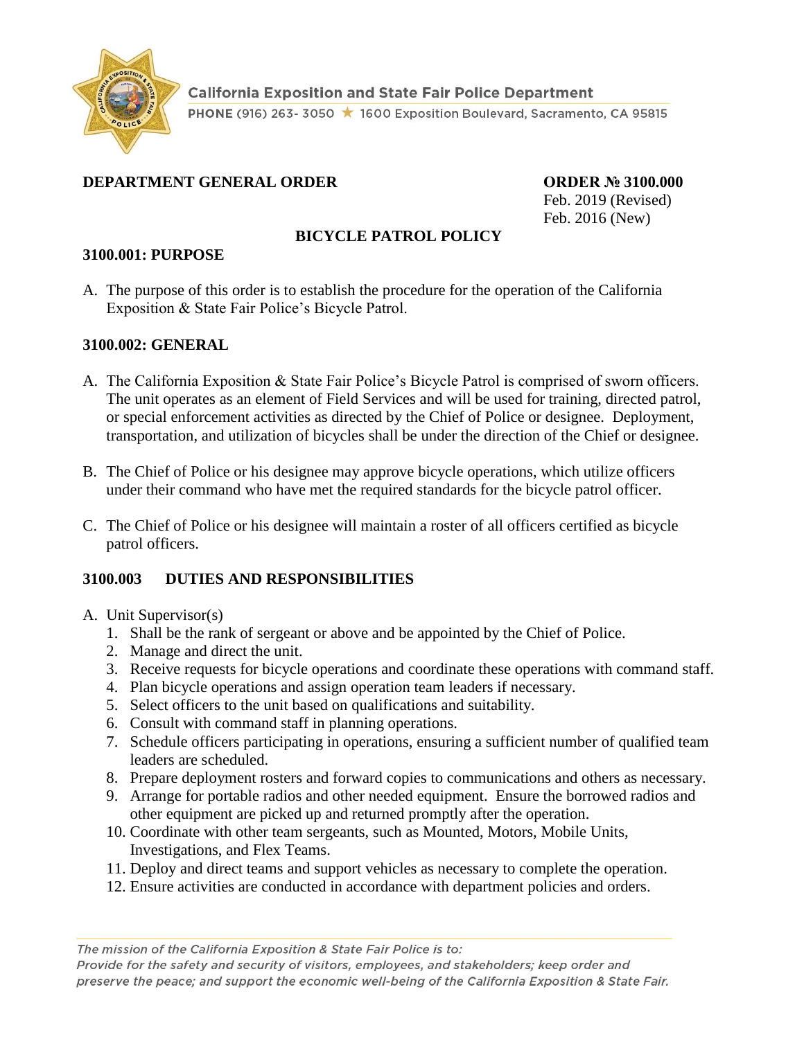California Exposition and State Fair Police Department
PHONE (916) 263- 3050 ★ 1600 Exposition Boulevard, Sacramento, CA 95815

**DEPARTMENT GENERAL ORDER**

**ORDER № 3100.000**
Feb. 2019 (Revised)
Feb. 2016 (New)

# BICYCLE PATROL POLICY

## 3100.001: PURPOSE

A. The purpose of this order is to establish the procedure for the operation of the California Exposition & State Fair Police's Bicycle Patrol.

## 3100.002: GENERAL

A. The California Exposition & State Fair Police's Bicycle Patrol is comprised of sworn officers. The unit operates as an element of Field Services and will be used for training, directed patrol, or special enforcement activities as directed by the Chief of Police or designee. Deployment, transportation, and utilization of bicycles shall be under the direction of the Chief or designee.

B. The Chief of Police or his designee may approve bicycle operations, which utilize officers under their command who have met the required standards for the bicycle patrol officer.

C. The Chief of Police or his designee will maintain a roster of all officers certified as bicycle patrol officers.

## 3100.003 DUTIES AND RESPONSIBILITIES

A. Unit Supervisor(s)
   1. Shall be the rank of sergeant or above and be appointed by the Chief of Police.
   2. Manage and direct the unit.
   3. Receive requests for bicycle operations and coordinate these operations with command staff.
   4. Plan bicycle operations and assign operation team leaders if necessary.
   5. Select officers to the unit based on qualifications and suitability.
   6. Consult with command staff in planning operations.
   7. Schedule officers participating in operations, ensuring a sufficient number of qualified team leaders are scheduled.
   8. Prepare deployment rosters and forward copies to communications and others as necessary.
   9. Arrange for portable radios and other needed equipment. Ensure the borrowed radios and other equipment are picked up and returned promptly after the operation.
   10. Coordinate with other team sergeants, such as Mounted, Motors, Mobile Units, Investigations, and Flex Teams.
   11. Deploy and direct teams and support vehicles as necessary to complete the operation.
   12. Ensure activities are conducted in accordance with department policies and orders.

*The mission of the California Exposition & State Fair Police is to: Provide for the safety and security of visitors, employees, and stakeholders; keep order and preserve the peace; and support the economic well-being of the California Exposition & State Fair.*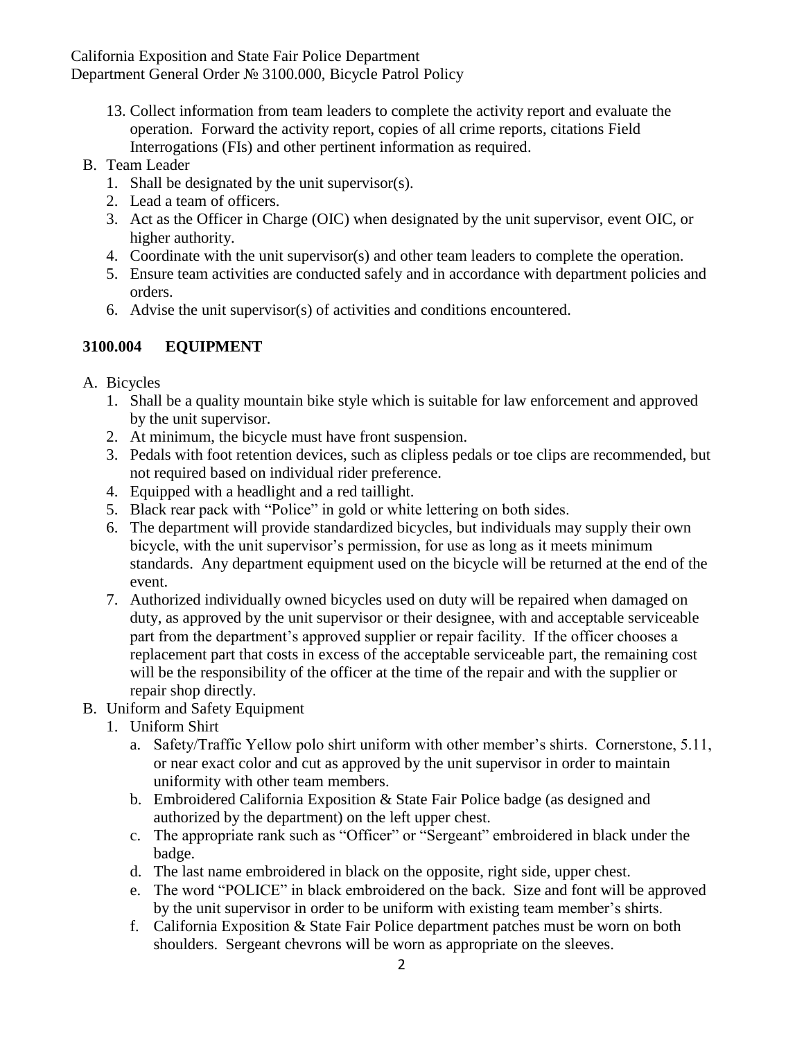13. Collect information from team leaders to complete the activity report and evaluate the operation. Forward the activity report, copies of all crime reports, citations Field Interrogations (FIs) and other pertinent information as required.

B. Team Leader
   1. Shall be designated by the unit supervisor(s).
   2. Lead a team of officers.
   3. Act as the Officer in Charge (OIC) when designated by the unit supervisor, event OIC, or higher authority.
   4. Coordinate with the unit supervisor(s) and other team leaders to complete the operation.
   5. Ensure team activities are conducted safely and in accordance with department policies and orders.
   6. Advise the unit supervisor(s) of activities and conditions encountered.

## 3100.004 EQUIPMENT

A. Bicycles
   1. Shall be a quality mountain bike style which is suitable for law enforcement and approved by the unit supervisor.
   2. At minimum, the bicycle must have front suspension.
   3. Pedals with foot retention devices, such as clipless pedals or toe clips are recommended, but not required based on individual rider preference.
   4. Equipped with a headlight and a red taillight.
   5. Black rear pack with "Police" in gold or white lettering on both sides.
   6. The department will provide standardized bicycles, but individuals may supply their own bicycle, with the unit supervisor's permission, for use as long as it meets minimum standards. Any department equipment used on the bicycle will be returned at the end of the event.
   7. Authorized individually owned bicycles used on duty will be repaired when damaged on duty, as approved by the unit supervisor or their designee, with and acceptable serviceable part from the department's approved supplier or repair facility. If the officer chooses a replacement part that costs in excess of the acceptable serviceable part, the remaining cost will be the responsibility of the officer at the time of the repair and with the supplier or repair shop directly.

B. Uniform and Safety Equipment
   1. Uniform Shirt
      a. Safety/Traffic Yellow polo shirt uniform with other member's shirts. Cornerstone, 5.11, or near exact color and cut as approved by the unit supervisor in order to maintain uniformity with other team members.
      b. Embroidered California Exposition & State Fair Police badge (as designed and authorized by the department) on the left upper chest.
      c. The appropriate rank such as "Officer" or "Sergeant" embroidered in black under the badge.
      d. The last name embroidered in black on the opposite, right side, upper chest.
      e. The word "POLICE" in black embroidered on the back. Size and font will be approved by the unit supervisor in order to be uniform with existing team member's shirts.
      f. California Exposition & State Fair Police department patches must be worn on both shoulders. Sergeant chevrons will be worn as appropriate on the sleeves.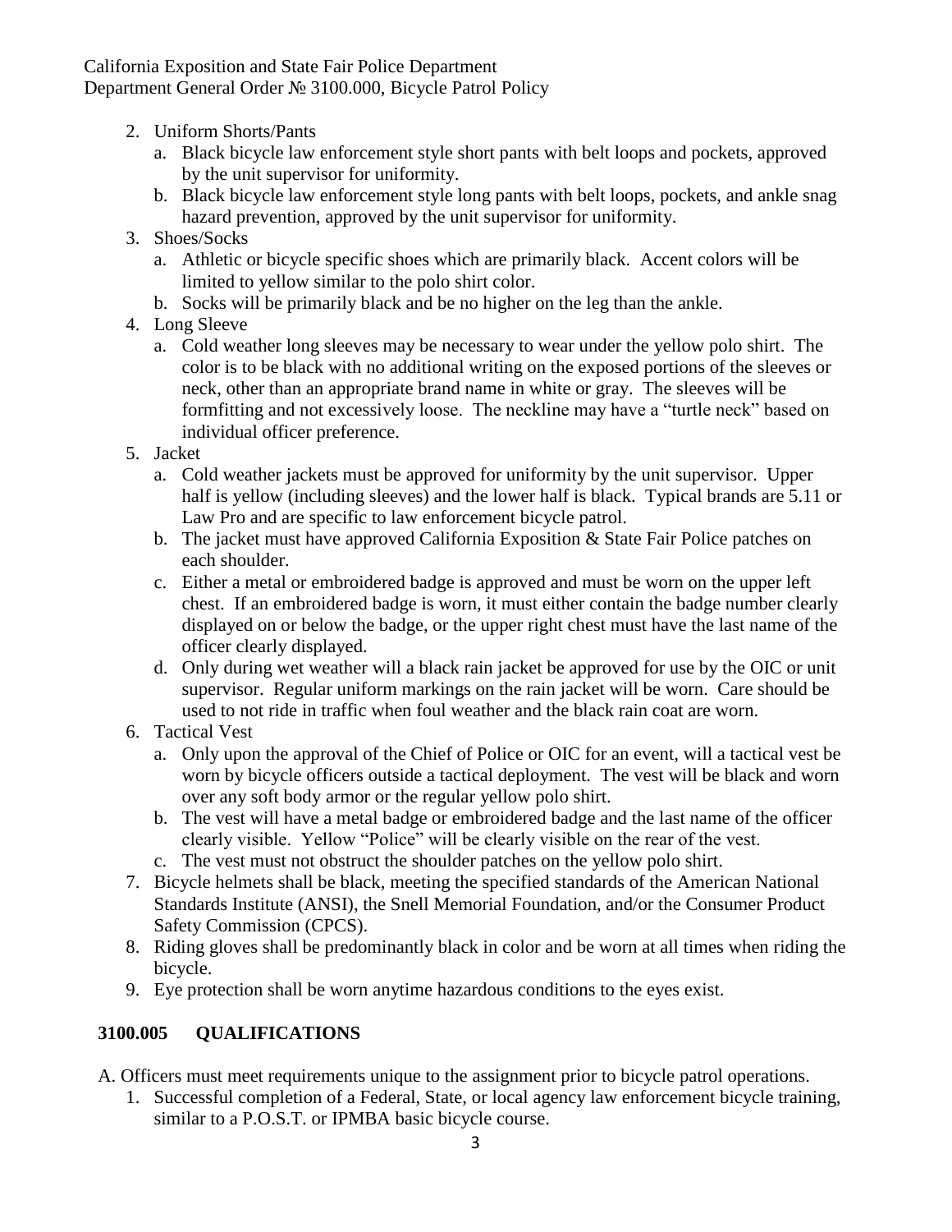2. Uniform Shorts/Pants
   a. Black bicycle law enforcement style short pants with belt loops and pockets, approved by the unit supervisor for uniformity.
   b. Black bicycle law enforcement style long pants with belt loops, pockets, and ankle snag hazard prevention, approved by the unit supervisor for uniformity.
3. Shoes/Socks
   a. Athletic or bicycle specific shoes which are primarily black. Accent colors will be limited to yellow similar to the polo shirt color.
   b. Socks will be primarily black and be no higher on the leg than the ankle.
4. Long Sleeve
   a. Cold weather long sleeves may be necessary to wear under the yellow polo shirt. The color is to be black with no additional writing on the exposed portions of the sleeves or neck, other than an appropriate brand name in white or gray. The sleeves will be formfitting and not excessively loose. The neckline may have a "turtle neck" based on individual officer preference.
5. Jacket
   a. Cold weather jackets must be approved for uniformity by the unit supervisor. Upper half is yellow (including sleeves) and the lower half is black. Typical brands are 5.11 or Law Pro and are specific to law enforcement bicycle patrol.
   b. The jacket must have approved California Exposition & State Fair Police patches on each shoulder.
   c. Either a metal or embroidered badge is approved and must be worn on the upper left chest. If an embroidered badge is worn, it must either contain the badge number clearly displayed on or below the badge, or the upper right chest must have the last name of the officer clearly displayed.
   d. Only during wet weather will a black rain jacket be approved for use by the OIC or unit supervisor. Regular uniform markings on the rain jacket will be worn. Care should be used to not ride in traffic when foul weather and the black rain coat are worn.
6. Tactical Vest
   a. Only upon the approval of the Chief of Police or OIC for an event, will a tactical vest be worn by bicycle officers outside a tactical deployment. The vest will be black and worn over any soft body armor or the regular yellow polo shirt.
   b. The vest will have a metal badge or embroidered badge and the last name of the officer clearly visible. Yellow "Police" will be clearly visible on the rear of the vest.
   c. The vest must not obstruct the shoulder patches on the yellow polo shirt.
7. Bicycle helmets shall be black, meeting the specified standards of the American National Standards Institute (ANSI), the Snell Memorial Foundation, and/or the Consumer Product Safety Commission (CPCS).
8. Riding gloves shall be predominantly black in color and be worn at all times when riding the bicycle.
9. Eye protection shall be worn anytime hazardous conditions to the eyes exist.

## 3100.005 QUALIFICATIONS

A. Officers must meet requirements unique to the assignment prior to bicycle patrol operations.

1. Successful completion of a Federal, State, or local agency law enforcement bicycle training, similar to a P.O.S.T. or IPMBA basic bicycle course.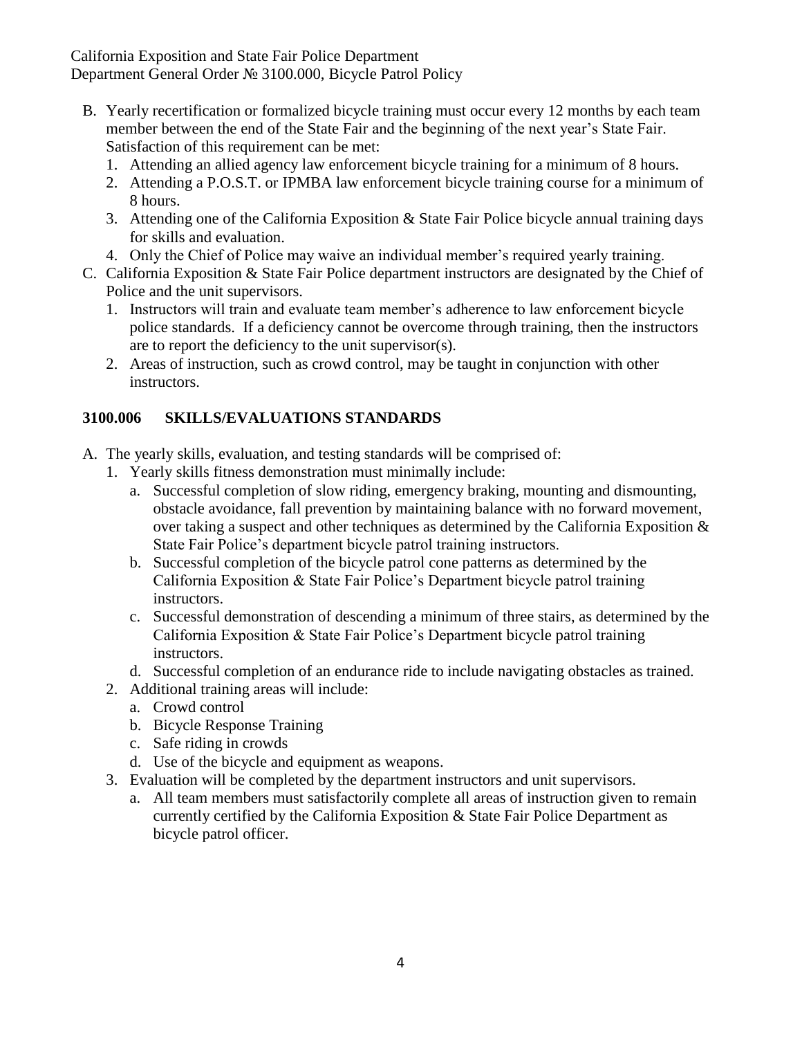B. Yearly recertification or formalized bicycle training must occur every 12 months by each team member between the end of the State Fair and the beginning of the next year's State Fair. Satisfaction of this requirement can be met:
   1. Attending an allied agency law enforcement bicycle training for a minimum of 8 hours.
   2. Attending a P.O.S.T. or IPMBA law enforcement bicycle training course for a minimum of 8 hours.
   3. Attending one of the California Exposition & State Fair Police bicycle annual training days for skills and evaluation.
   4. Only the Chief of Police may waive an individual member's required yearly training.
C. California Exposition & State Fair Police department instructors are designated by the Chief of Police and the unit supervisors.
   1. Instructors will train and evaluate team member's adherence to law enforcement bicycle police standards. If a deficiency cannot be overcome through training, then the instructors are to report the deficiency to the unit supervisor(s).
   2. Areas of instruction, such as crowd control, may be taught in conjunction with other instructors.

## 3100.006 SKILLS/EVALUATIONS STANDARDS

A. The yearly skills, evaluation, and testing standards will be comprised of:
   1. Yearly skills fitness demonstration must minimally include:
      a. Successful completion of slow riding, emergency braking, mounting and dismounting, obstacle avoidance, fall prevention by maintaining balance with no forward movement, over taking a suspect and other techniques as determined by the California Exposition & State Fair Police's department bicycle patrol training instructors.
      b. Successful completion of the bicycle patrol cone patterns as determined by the California Exposition & State Fair Police's Department bicycle patrol training instructors.
      c. Successful demonstration of descending a minimum of three stairs, as determined by the California Exposition & State Fair Police's Department bicycle patrol training instructors.
      d. Successful completion of an endurance ride to include navigating obstacles as trained.
   2. Additional training areas will include:
      a. Crowd control
      b. Bicycle Response Training
      c. Safe riding in crowds
      d. Use of the bicycle and equipment as weapons.
   3. Evaluation will be completed by the department instructors and unit supervisors.
      a. All team members must satisfactorily complete all areas of instruction given to remain currently certified by the California Exposition & State Fair Police Department as bicycle patrol officer.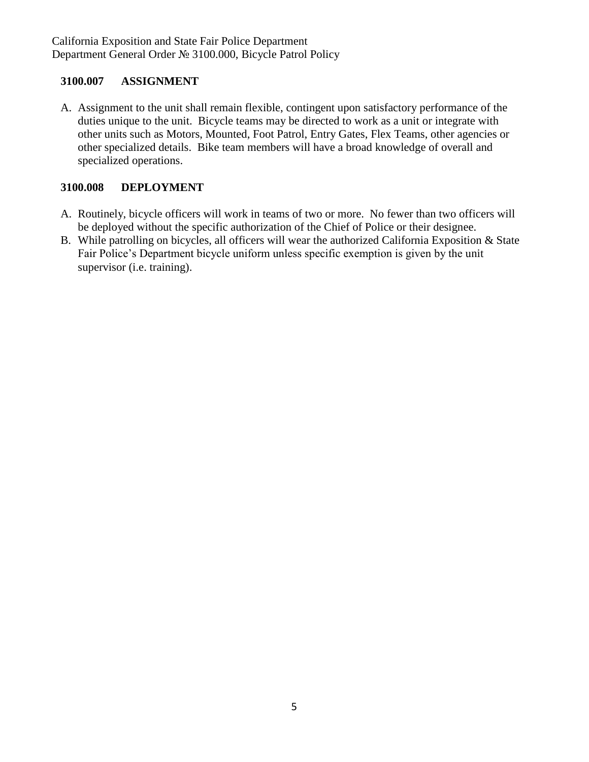### 3100.007 ASSIGNMENT

A. Assignment to the unit shall remain flexible, contingent upon satisfactory performance of the duties unique to the unit. Bicycle teams may be directed to work as a unit or integrate with other units such as Motors, Mounted, Foot Patrol, Entry Gates, Flex Teams, other agencies or other specialized details. Bike team members will have a broad knowledge of overall and specialized operations.

### 3100.008 DEPLOYMENT

A. Routinely, bicycle officers will work in teams of two or more. No fewer than two officers will be deployed without the specific authorization of the Chief of Police or their designee.
B. While patrolling on bicycles, all officers will wear the authorized California Exposition & State Fair Police's Department bicycle uniform unless specific exemption is given by the unit supervisor (i.e. training).